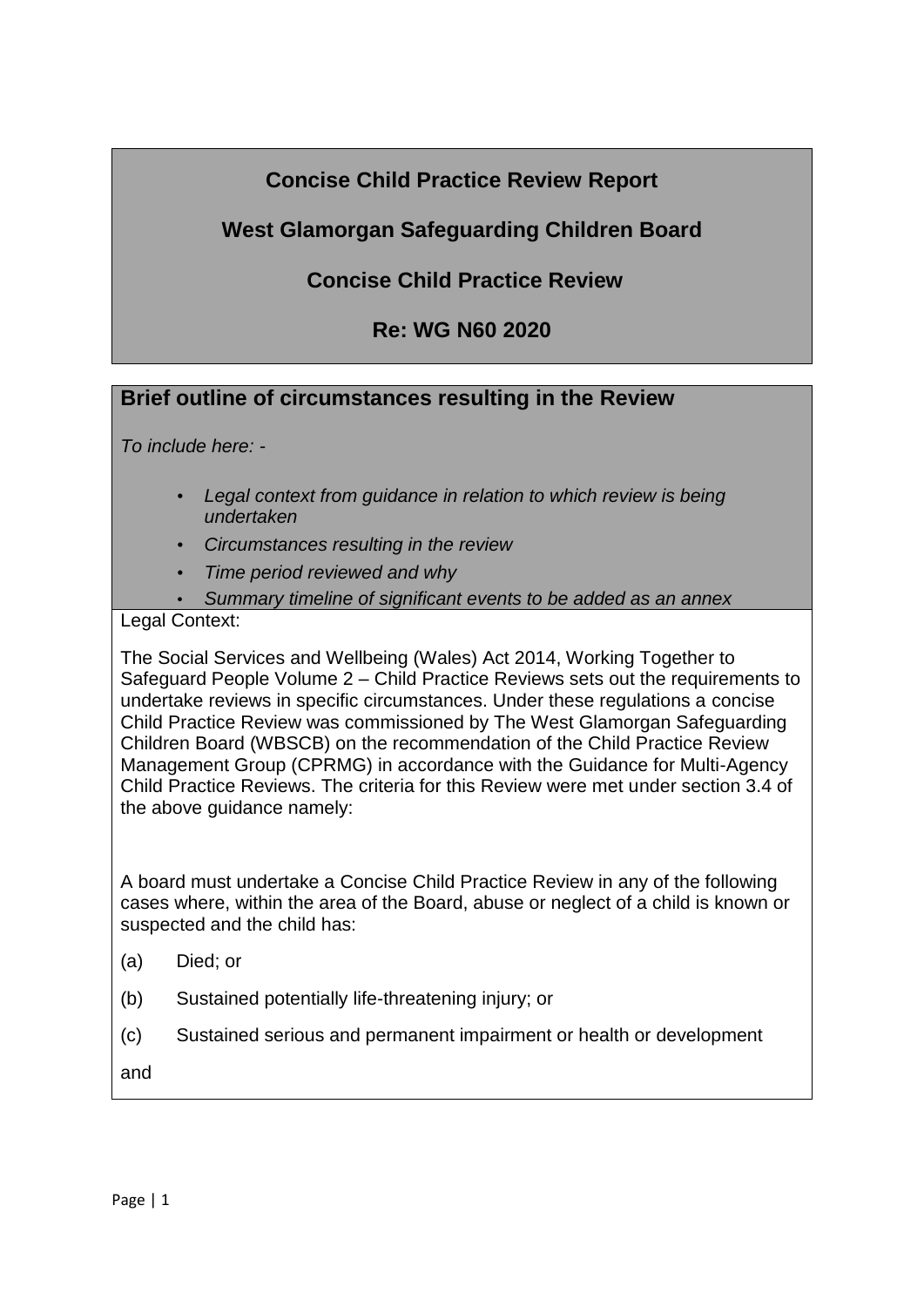# Concise Child Practice Review Report

## West Glamorgan Safeguarding Children Board

## Concise Child Practice Review

## Re: WG N60 2020

### Brief outline of circumstances resulting in the Review

*To include here: -*

- *Legal context from guidance in relation to which review is being undertaken*
- *Circumstances resulting in the review*
- *Time period reviewed and why*
- *Summary timeline of significant events to be added as an annex*

Legal Context:

The Social Services and Wellbeing (Wales) Act 2014, Working Together to Safeguard People Volume 2 – Child Practice Reviews sets out the requirements to undertake reviews in specific circumstances. Under these regulations a concise Child Practice Review was commissioned by The West Glamorgan Safeguarding Children Board (WBSCB) on the recommendation of the Child Practice Review Management Group (CPRMG) in accordance with the Guidance for Multi-Agency Child Practice Reviews. The criteria for this Review were met under section 3.4 of the above guidance namely:

A board must undertake a Concise Child Practice Review in any of the following cases where, within the area of the Board, abuse or neglect of a child is known or suspected and the child has:

(a) Died; or

(b) Sustained potentially life-threatening injury; or

(c) Sustained serious and permanent impairment or health or development

and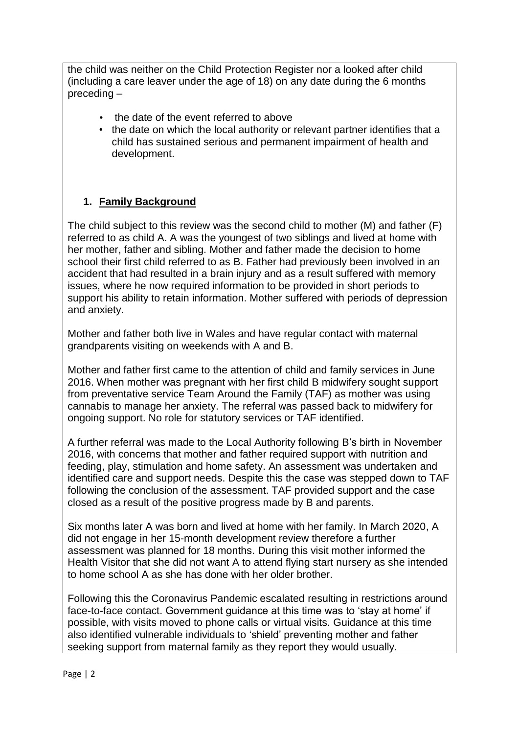the child was neither on the Child Protection Register nor a looked after child (including a care leaver under the age of 18) on any date during the 6 months preceding –

- the date of the event referred to above
- the date on which the local authority or relevant partner identifies that a child has sustained serious and permanent impairment of health and development.

## 1. Family Background

The child subject to this review was the second child to mother (M) and father (F) referred to as child A. A was the youngest of two siblings and lived at home with her mother, father and sibling. Mother and father made the decision to home school their first child referred to as B. Father had previously been involved in an accident that had resulted in a brain injury and as a result suffered with memory issues, where he now required information to be provided in short periods to support his ability to retain information. Mother suffered with periods of depression and anxiety.

Mother and father both live in Wales and have regular contact with maternal grandparents visiting on weekends with A and B.

Mother and father first came to the attention of child and family services in June 2016. When mother was pregnant with her first child B midwifery sought support from preventative service Team Around the Family (TAF) as mother was using cannabis to manage her anxiety. The referral was passed back to midwifery for ongoing support. No role for statutory services or TAF identified.

A further referral was made to the Local Authority following B's birth in November 2016, with concerns that mother and father required support with nutrition and feeding, play, stimulation and home safety. An assessment was undertaken and identified care and support needs. Despite this the case was stepped down to TAF following the conclusion of the assessment. TAF provided support and the case closed as a result of the positive progress made by B and parents.

Six months later A was born and lived at home with her family. In March 2020, A did not engage in her 15-month development review therefore a further assessment was planned for 18 months. During this visit mother informed the Health Visitor that she did not want A to attend flying start nursery as she intended to home school A as she has done with her older brother.

Following this the Coronavirus Pandemic escalated resulting in restrictions around face-to-face contact. Government guidance at this time was to 'stay at home' if possible, with visits moved to phone calls or virtual visits. Guidance at this time also identified vulnerable individuals to 'shield' preventing mother and father seeking support from maternal family as they report they would usually.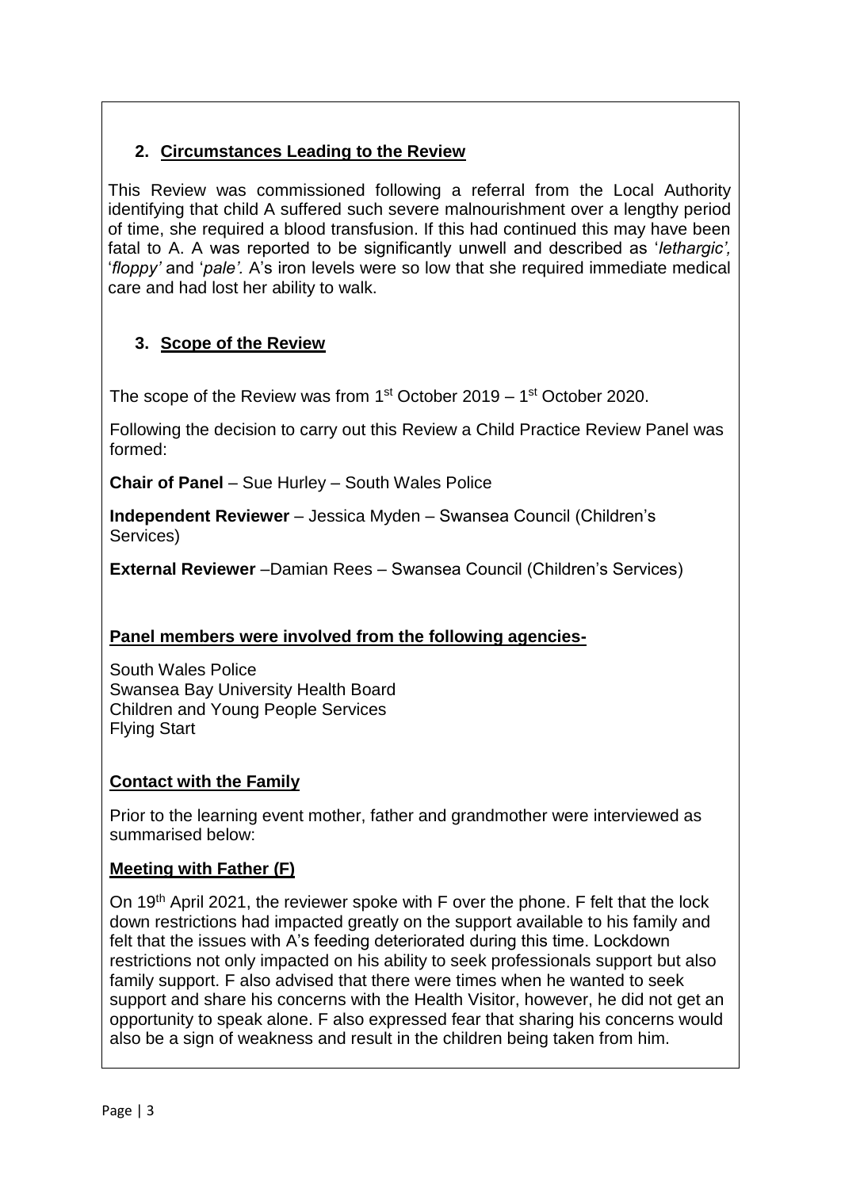## 2. Circumstances Leading to the Review

This Review was commissioned following a referral from the Local Authority identifying that child A suffered such severe malnourishment over a lengthy period of time, she required a blood transfusion. If this had continued this may have been fatal to A. A was reported to be significantly unwell and described as '*lethargic',* '*floppy'* and '*pale'.* A's iron levels were so low that she required immediate medical care and had lost her ability to walk.

## 3. Scope of the Review

The scope of the Review was from 1st October 2019 – 1st October 2020.

Following the decision to carry out this Review a Child Practice Review Panel was formed:

**Chair of Panel** – Sue Hurley – South Wales Police

**Independent Reviewer** – Jessica Myden – Swansea Council (Children's Services)

**External Reviewer** –Damian Rees – Swansea Council (Children's Services)

**Panel members were involved from the following agencies-**

South Wales Police
Swansea Bay University Health Board
Children and Young People Services
Flying Start

**Contact with the Family**

Prior to the learning event mother, father and grandmother were interviewed as summarised below:

**Meeting with Father (F)**

On 19th April 2021, the reviewer spoke with F over the phone. F felt that the lock down restrictions had impacted greatly on the support available to his family and felt that the issues with A's feeding deteriorated during this time. Lockdown restrictions not only impacted on his ability to seek professionals support but also family support. F also advised that there were times when he wanted to seek support and share his concerns with the Health Visitor, however, he did not get an opportunity to speak alone. F also expressed fear that sharing his concerns would also be a sign of weakness and result in the children being taken from him.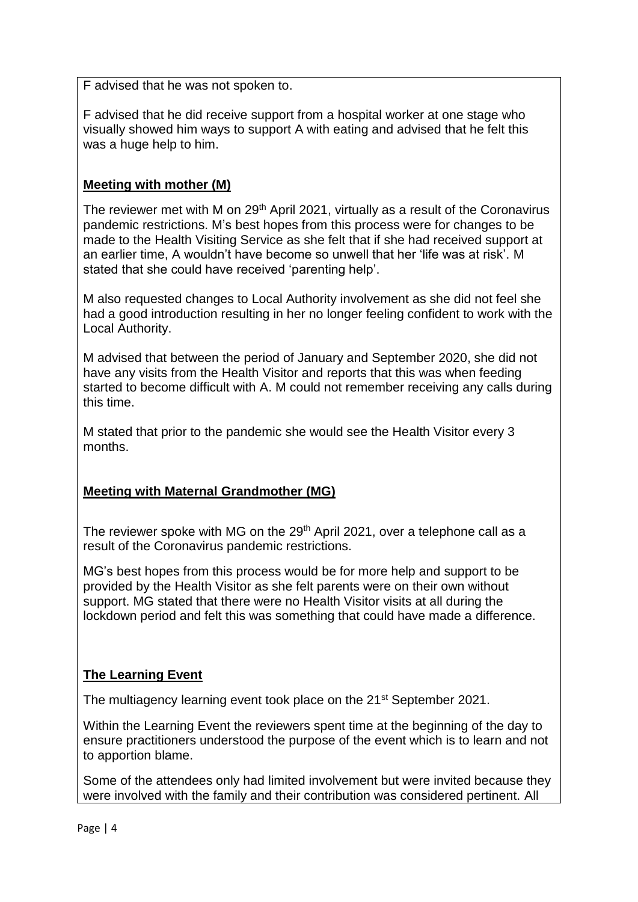F advised that he was not spoken to.

F advised that he did receive support from a hospital worker at one stage who visually showed him ways to support A with eating and advised that he felt this was a huge help to him.

**Meeting with mother (M)**

The reviewer met with M on 29th April 2021, virtually as a result of the Coronavirus pandemic restrictions. M's best hopes from this process were for changes to be made to the Health Visiting Service as she felt that if she had received support at an earlier time, A wouldn't have become so unwell that her 'life was at risk'. M stated that she could have received 'parenting help'.

M also requested changes to Local Authority involvement as she did not feel she had a good introduction resulting in her no longer feeling confident to work with the Local Authority.

M advised that between the period of January and September 2020, she did not have any visits from the Health Visitor and reports that this was when feeding started to become difficult with A. M could not remember receiving any calls during this time.

M stated that prior to the pandemic she would see the Health Visitor every 3 months.

**Meeting with Maternal Grandmother (MG)**

The reviewer spoke with MG on the 29th April 2021, over a telephone call as a result of the Coronavirus pandemic restrictions.

MG's best hopes from this process would be for more help and support to be provided by the Health Visitor as she felt parents were on their own without support. MG stated that there were no Health Visitor visits at all during the lockdown period and felt this was something that could have made a difference.

**The Learning Event**

The multiagency learning event took place on the 21st September 2021.

Within the Learning Event the reviewers spent time at the beginning of the day to ensure practitioners understood the purpose of the event which is to learn and not to apportion blame.

Some of the attendees only had limited involvement but were invited because they were involved with the family and their contribution was considered pertinent. All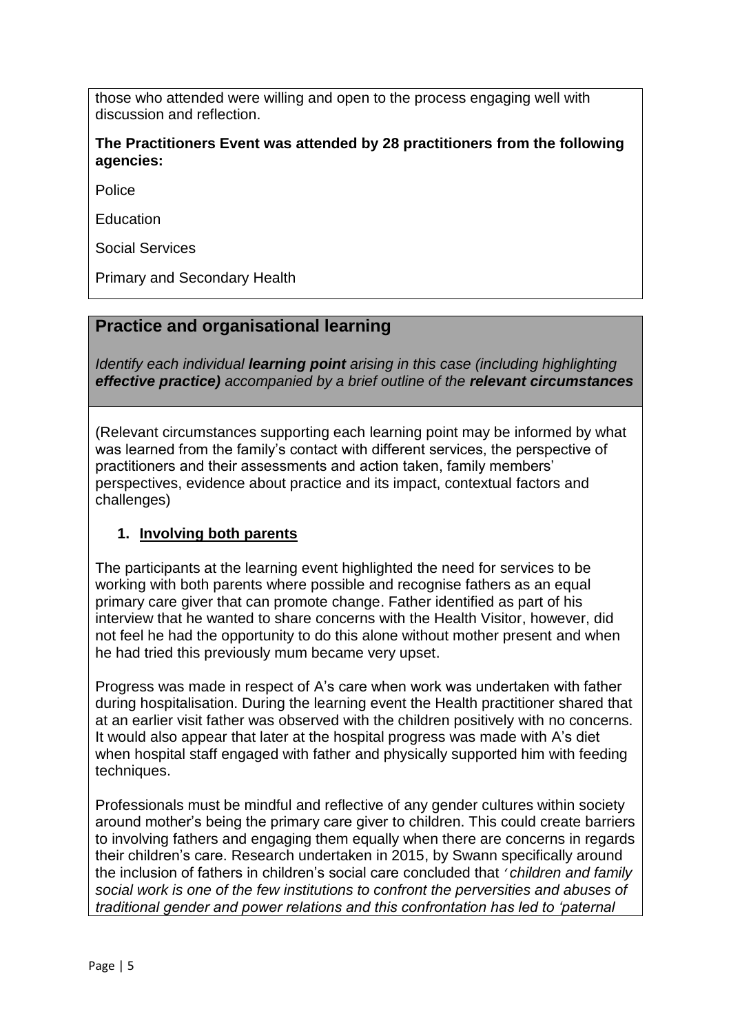those who attended were willing and open to the process engaging well with discussion and reflection.

**The Practitioners Event was attended by 28 practitioners from the following agencies:**

Police

Education

Social Services

Primary and Secondary Health

## Practice and organisational learning

*Identify each individual* ***learning point*** *arising in this case (including highlighting* ***effective practice)*** *accompanied by a brief outline of the* ***relevant circumstances***

(Relevant circumstances supporting each learning point may be informed by what was learned from the family's contact with different services, the perspective of practitioners and their assessments and action taken, family members' perspectives, evidence about practice and its impact, contextual factors and challenges)

1. **Involving both parents**

The participants at the learning event highlighted the need for services to be working with both parents where possible and recognise fathers as an equal primary care giver that can promote change. Father identified as part of his interview that he wanted to share concerns with the Health Visitor, however, did not feel he had the opportunity to do this alone without mother present and when he had tried this previously mum became very upset.

Progress was made in respect of A's care when work was undertaken with father during hospitalisation. During the learning event the Health practitioner shared that at an earlier visit father was observed with the children positively with no concerns. It would also appear that later at the hospital progress was made with A's diet when hospital staff engaged with father and physically supported him with feeding techniques.

Professionals must be mindful and reflective of any gender cultures within society around mother's being the primary care giver to children. This could create barriers to involving fathers and engaging them equally when there are concerns in regards their children's care. Research undertaken in 2015, by Swann specifically around the inclusion of fathers in children's social care concluded that *'children and family social work is one of the few institutions to confront the perversities and abuses of traditional gender and power relations and this confrontation has led to 'paternal*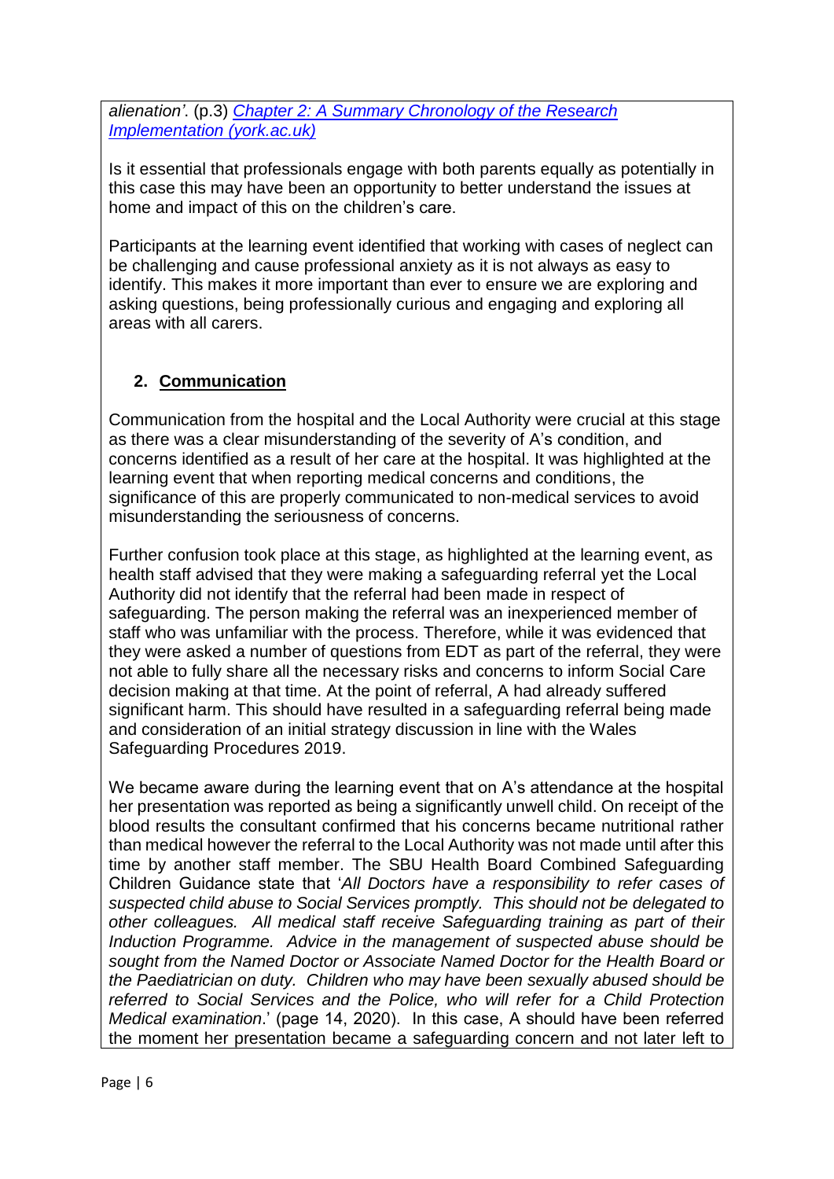*alienation'*. (p.3) [Chapter 2: A Summary Chronology of the Research Implementation (york.ac.uk)]

Is it essential that professionals engage with both parents equally as potentially in this case this may have been an opportunity to better understand the issues at home and impact of this on the children's care.

Participants at the learning event identified that working with cases of neglect can be challenging and cause professional anxiety as it is not always as easy to identify. This makes it more important than ever to ensure we are exploring and asking questions, being professionally curious and engaging and exploring all areas with all carers.

## 2. Communication

Communication from the hospital and the Local Authority were crucial at this stage as there was a clear misunderstanding of the severity of A's condition, and concerns identified as a result of her care at the hospital. It was highlighted at the learning event that when reporting medical concerns and conditions, the significance of this are properly communicated to non-medical services to avoid misunderstanding the seriousness of concerns.

Further confusion took place at this stage, as highlighted at the learning event, as health staff advised that they were making a safeguarding referral yet the Local Authority did not identify that the referral had been made in respect of safeguarding. The person making the referral was an inexperienced member of staff who was unfamiliar with the process. Therefore, while it was evidenced that they were asked a number of questions from EDT as part of the referral, they were not able to fully share all the necessary risks and concerns to inform Social Care decision making at that time. At the point of referral, A had already suffered significant harm. This should have resulted in a safeguarding referral being made and consideration of an initial strategy discussion in line with the Wales Safeguarding Procedures 2019.

We became aware during the learning event that on A's attendance at the hospital her presentation was reported as being a significantly unwell child. On receipt of the blood results the consultant confirmed that his concerns became nutritional rather than medical however the referral to the Local Authority was not made until after this time by another staff member. The SBU Health Board Combined Safeguarding Children Guidance state that '*All Doctors have a responsibility to refer cases of suspected child abuse to Social Services promptly. This should not be delegated to other colleagues. All medical staff receive Safeguarding training as part of their Induction Programme. Advice in the management of suspected abuse should be sought from the Named Doctor or Associate Named Doctor for the Health Board or the Paediatrician on duty. Children who may have been sexually abused should be referred to Social Services and the Police, who will refer for a Child Protection Medical examination*.' (page 14, 2020). In this case, A should have been referred the moment her presentation became a safeguarding concern and not later left to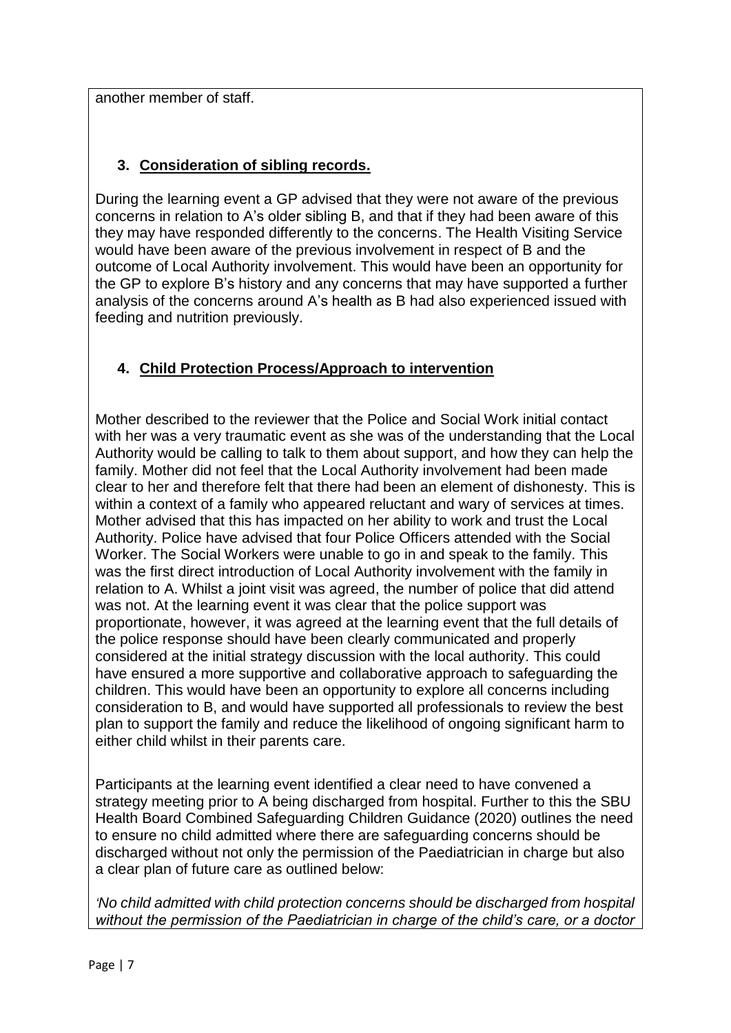another member of staff.

**3. Consideration of sibling records.**

During the learning event a GP advised that they were not aware of the previous concerns in relation to A's older sibling B, and that if they had been aware of this they may have responded differently to the concerns. The Health Visiting Service would have been aware of the previous involvement in respect of B and the outcome of Local Authority involvement. This would have been an opportunity for the GP to explore B's history and any concerns that may have supported a further analysis of the concerns around A's health as B had also experienced issued with feeding and nutrition previously.

**4. Child Protection Process/Approach to intervention**

Mother described to the reviewer that the Police and Social Work initial contact with her was a very traumatic event as she was of the understanding that the Local Authority would be calling to talk to them about support, and how they can help the family. Mother did not feel that the Local Authority involvement had been made clear to her and therefore felt that there had been an element of dishonesty. This is within a context of a family who appeared reluctant and wary of services at times. Mother advised that this has impacted on her ability to work and trust the Local Authority. Police have advised that four Police Officers attended with the Social Worker. The Social Workers were unable to go in and speak to the family. This was the first direct introduction of Local Authority involvement with the family in relation to A. Whilst a joint visit was agreed, the number of police that did attend was not. At the learning event it was clear that the police support was proportionate, however, it was agreed at the learning event that the full details of the police response should have been clearly communicated and properly considered at the initial strategy discussion with the local authority. This could have ensured a more supportive and collaborative approach to safeguarding the children. This would have been an opportunity to explore all concerns including consideration to B, and would have supported all professionals to review the best plan to support the family and reduce the likelihood of ongoing significant harm to either child whilst in their parents care.

Participants at the learning event identified a clear need to have convened a strategy meeting prior to A being discharged from hospital. Further to this the SBU Health Board Combined Safeguarding Children Guidance (2020) outlines the need to ensure no child admitted where there are safeguarding concerns should be discharged without not only the permission of the Paediatrician in charge but also a clear plan of future care as outlined below:

*'No child admitted with child protection concerns should be discharged from hospital without the permission of the Paediatrician in charge of the child's care, or a doctor*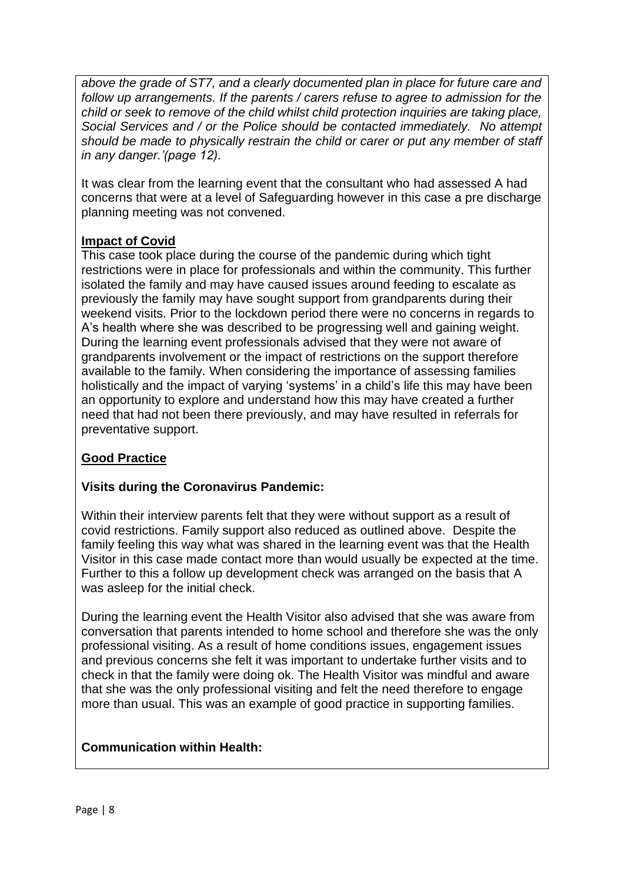*above the grade of ST7, and a clearly documented plan in place for future care and follow up arrangements. If the parents / carers refuse to agree to admission for the child or seek to remove of the child whilst child protection inquiries are taking place, Social Services and / or the Police should be contacted immediately. No attempt should be made to physically restrain the child or carer or put any member of staff in any danger.'(page 12).*

It was clear from the learning event that the consultant who had assessed A had concerns that were at a level of Safeguarding however in this case a pre discharge planning meeting was not convened.

**Impact of Covid**

This case took place during the course of the pandemic during which tight restrictions were in place for professionals and within the community. This further isolated the family and may have caused issues around feeding to escalate as previously the family may have sought support from grandparents during their weekend visits. Prior to the lockdown period there were no concerns in regards to A's health where she was described to be progressing well and gaining weight. During the learning event professionals advised that they were not aware of grandparents involvement or the impact of restrictions on the support therefore available to the family. When considering the importance of assessing families holistically and the impact of varying 'systems' in a child's life this may have been an opportunity to explore and understand how this may have created a further need that had not been there previously, and may have resulted in referrals for preventative support.

**Good Practice**

**Visits during the Coronavirus Pandemic:**

Within their interview parents felt that they were without support as a result of covid restrictions. Family support also reduced as outlined above. Despite the family feeling this way what was shared in the learning event was that the Health Visitor in this case made contact more than would usually be expected at the time. Further to this a follow up development check was arranged on the basis that A was asleep for the initial check.

During the learning event the Health Visitor also advised that she was aware from conversation that parents intended to home school and therefore she was the only professional visiting. As a result of home conditions issues, engagement issues and previous concerns she felt it was important to undertake further visits and to check in that the family were doing ok. The Health Visitor was mindful and aware that she was the only professional visiting and felt the need therefore to engage more than usual. This was an example of good practice in supporting families.

**Communication within Health:**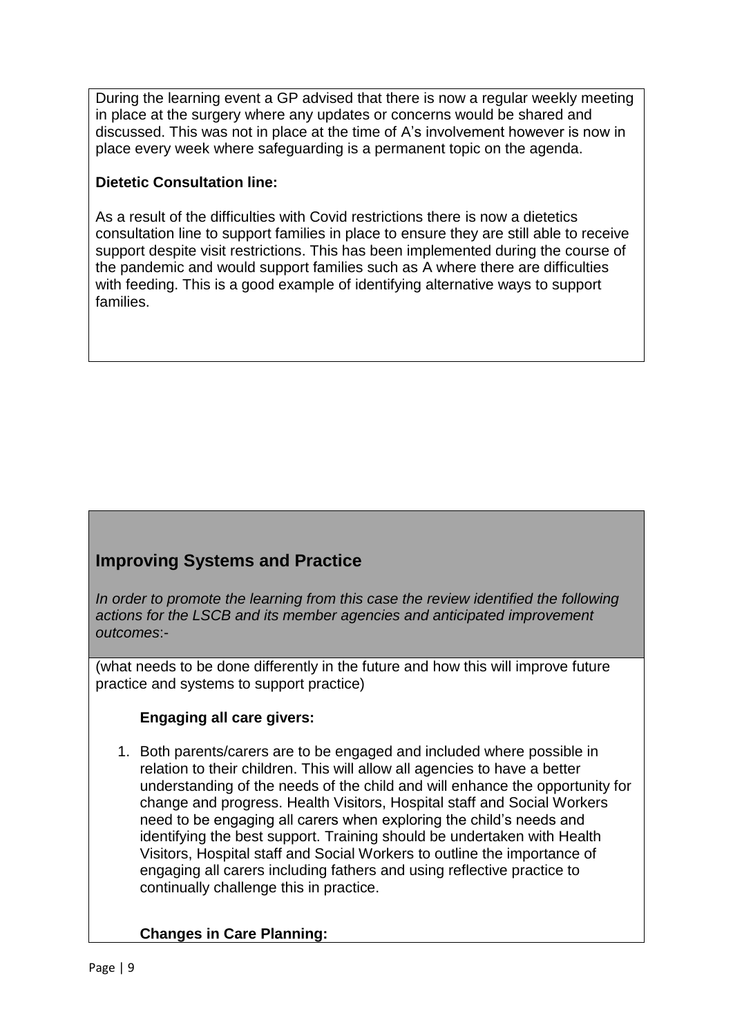During the learning event a GP advised that there is now a regular weekly meeting in place at the surgery where any updates or concerns would be shared and discussed. This was not in place at the time of A's involvement however is now in place every week where safeguarding is a permanent topic on the agenda.

**Dietetic Consultation line:**

As a result of the difficulties with Covid restrictions there is now a dietetics consultation line to support families in place to ensure they are still able to receive support despite visit restrictions. This has been implemented during the course of the pandemic and would support families such as A where there are difficulties with feeding. This is a good example of identifying alternative ways to support families.

## Improving Systems and Practice

*In order to promote the learning from this case the review identified the following actions for the LSCB and its member agencies and anticipated improvement outcomes:-*

(what needs to be done differently in the future and how this will improve future practice and systems to support practice)

**Engaging all care givers:**

1. Both parents/carers are to be engaged and included where possible in relation to their children. This will allow all agencies to have a better understanding of the needs of the child and will enhance the opportunity for change and progress. Health Visitors, Hospital staff and Social Workers need to be engaging all carers when exploring the child's needs and identifying the best support. Training should be undertaken with Health Visitors, Hospital staff and Social Workers to outline the importance of engaging all carers including fathers and using reflective practice to continually challenge this in practice.

**Changes in Care Planning:**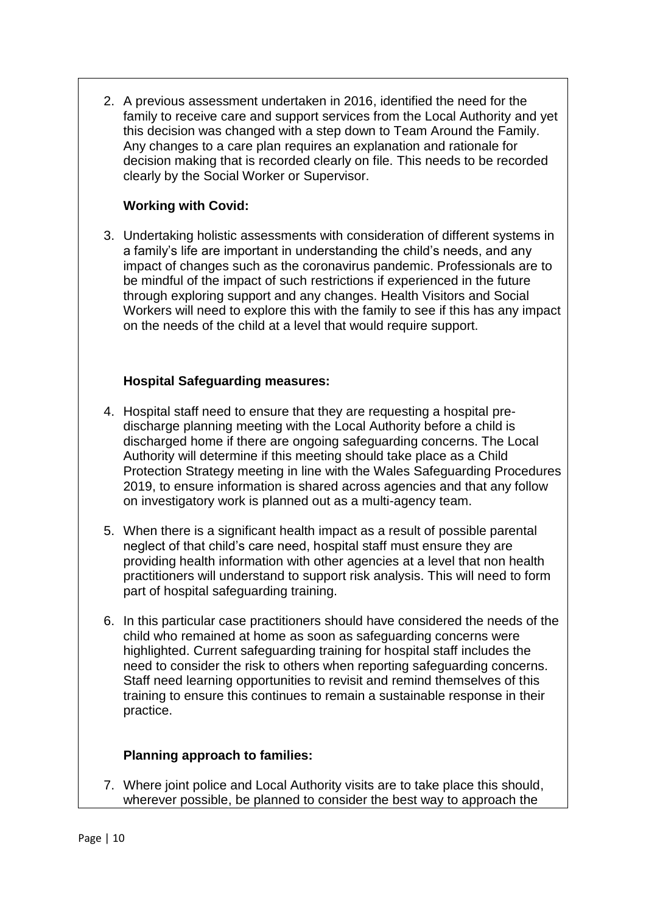2. A previous assessment undertaken in 2016, identified the need for the family to receive care and support services from the Local Authority and yet this decision was changed with a step down to Team Around the Family. Any changes to a care plan requires an explanation and rationale for decision making that is recorded clearly on file. This needs to be recorded clearly by the Social Worker or Supervisor.

**Working with Covid:**

3. Undertaking holistic assessments with consideration of different systems in a family's life are important in understanding the child's needs, and any impact of changes such as the coronavirus pandemic. Professionals are to be mindful of the impact of such restrictions if experienced in the future through exploring support and any changes. Health Visitors and Social Workers will need to explore this with the family to see if this has any impact on the needs of the child at a level that would require support.

**Hospital Safeguarding measures:**

4. Hospital staff need to ensure that they are requesting a hospital pre-discharge planning meeting with the Local Authority before a child is discharged home if there are ongoing safeguarding concerns. The Local Authority will determine if this meeting should take place as a Child Protection Strategy meeting in line with the Wales Safeguarding Procedures 2019, to ensure information is shared across agencies and that any follow on investigatory work is planned out as a multi-agency team.

5. When there is a significant health impact as a result of possible parental neglect of that child's care need, hospital staff must ensure they are providing health information with other agencies at a level that non health practitioners will understand to support risk analysis. This will need to form part of hospital safeguarding training.

6. In this particular case practitioners should have considered the needs of the child who remained at home as soon as safeguarding concerns were highlighted. Current safeguarding training for hospital staff includes the need to consider the risk to others when reporting safeguarding concerns. Staff need learning opportunities to revisit and remind themselves of this training to ensure this continues to remain a sustainable response in their practice.

**Planning approach to families:**

7. Where joint police and Local Authority visits are to take place this should, wherever possible, be planned to consider the best way to approach the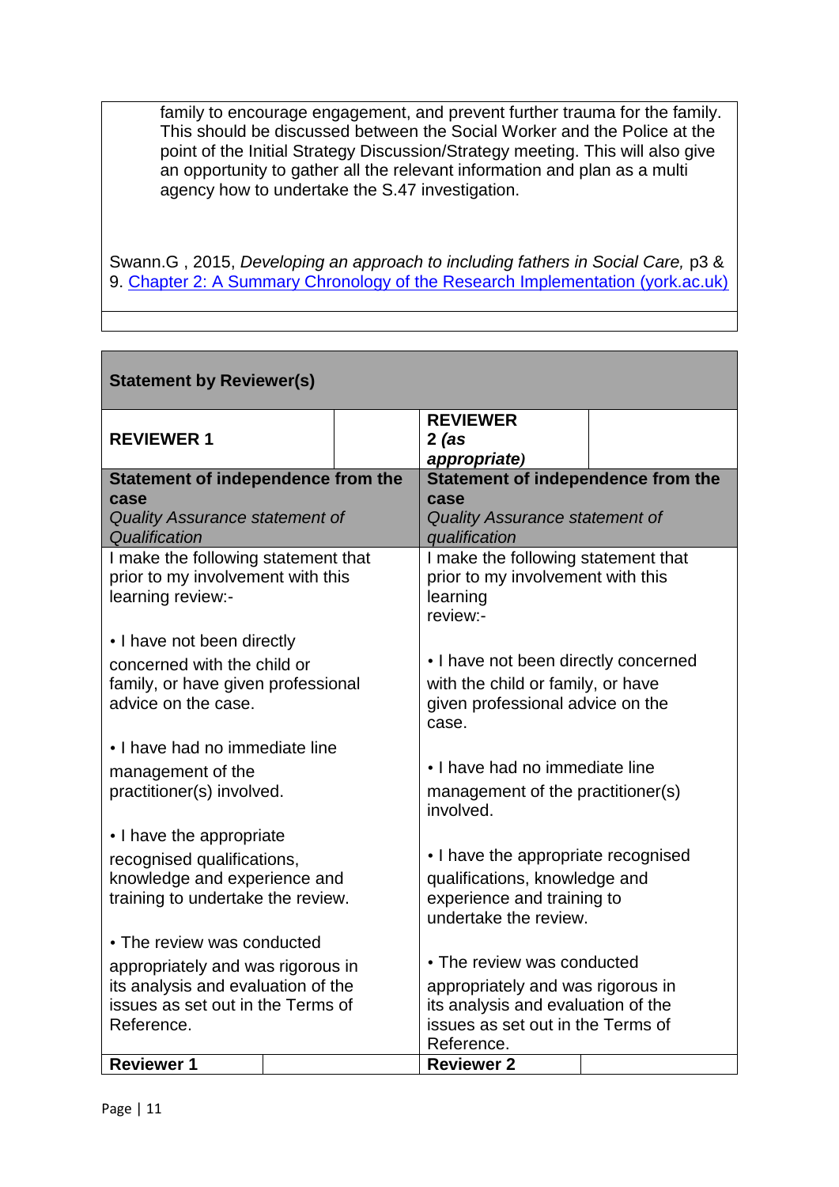family to encourage engagement, and prevent further trauma for the family. This should be discussed between the Social Worker and the Police at the point of the Initial Strategy Discussion/Strategy meeting. This will also give an opportunity to gather all the relevant information and plan as a multi agency how to undertake the S.47 investigation.

Swann.G , 2015, *Developing an approach to including fathers in Social Care,* p3 & 9. [Chapter 2: A Summary Chronology of the Research Implementation (york.ac.uk)]()

| **Statement by Reviewer(s)** | | | |
|---|---|---|---|
| **REVIEWER 1** | | **REVIEWER 2** *(as appropriate)* | |
| **Statement of independence from the case**<br>*Quality Assurance statement of Qualification* | | **Statement of independence from the case**<br>*Quality Assurance statement of qualification* | |
| I make the following statement that prior to my involvement with this learning review:-<br><br>• I have not been directly concerned with the child or family, or have given professional advice on the case.<br><br>• I have had no immediate line management of the practitioner(s) involved.<br><br>• I have the appropriate recognised qualifications, knowledge and experience and training to undertake the review.<br><br>• The review was conducted appropriately and was rigorous in its analysis and evaluation of the issues as set out in the Terms of Reference. | | I make the following statement that prior to my involvement with this learning review:-<br><br>• I have not been directly concerned with the child or family, or have given professional advice on the case.<br><br>• I have had no immediate line management of the practitioner(s) involved.<br><br>• I have the appropriate recognised qualifications, knowledge and experience and training to undertake the review.<br><br>• The review was conducted appropriately and was rigorous in its analysis and evaluation of the issues as set out in the Terms of Reference. | |
| **Reviewer 1** | | **Reviewer 2** | |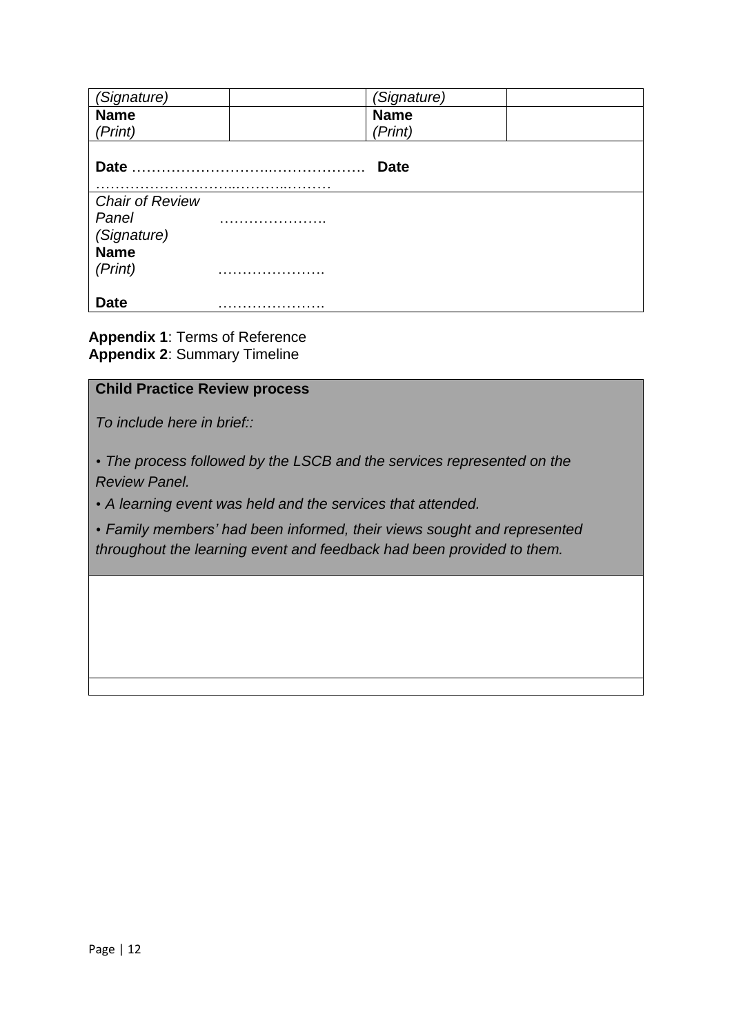| *(Signature)* | | *(Signature)* | |
|---|---|---|---|
| **Name** *(Print)* | | **Name** *(Print)* | |
| **Date** ………………………..………………. ………………………..………..……… | | **Date** | |
| *Chair of Review Panel* *(Signature)* | …………………. | | |
| **Name** *(Print)* | …………………. | | |
| **Date** | …………………. | | |

**Appendix 1**: Terms of Reference
**Appendix 2**: Summary Timeline

| **Child Practice Review process** |
|---|
| *To include here in brief::*<br><br>*• The process followed by the LSCB and the services represented on the Review Panel.*<br>*• A learning event was held and the services that attended.*<br>*• Family members' had been informed, their views sought and represented throughout the learning event and feedback had been provided to them.* |
| |
| |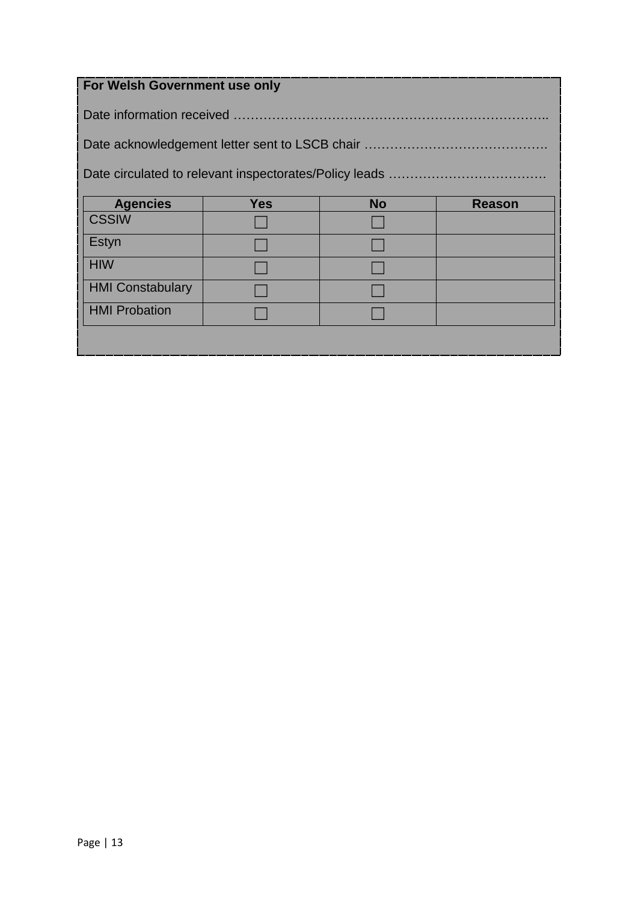**For Welsh Government use only**

Date information received ………………………………………………………………..

Date acknowledgement letter sent to LSCB chair …………………………………….

Date circulated to relevant inspectorates/Policy leads ……………………………….

| Agencies | Yes | No | Reason |
|---|---|---|---|
| CSSIW | ☐ | ☐ | |
| Estyn | ☐ | ☐ | |
| HIW | ☐ | ☐ | |
| HMI Constabulary | ☐ | ☐ | |
| HMI Probation | ☐ | ☐ | |